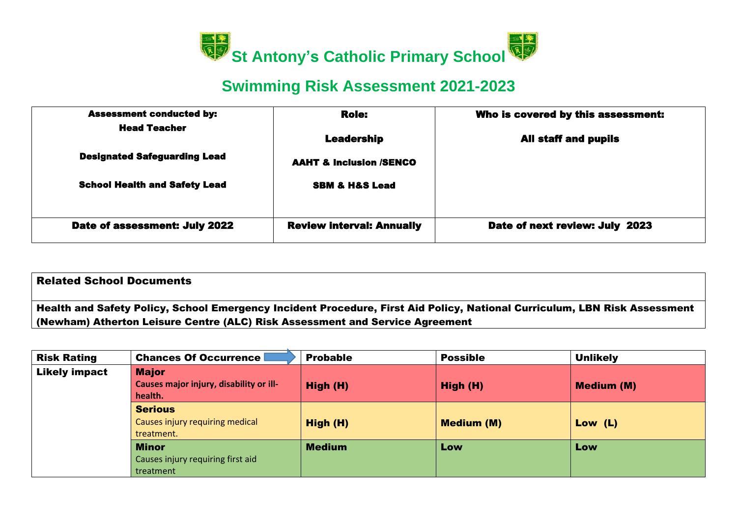# St Antony's Catholic Primary School

## Swimming Risk Assessment 2021-2023

| Assessment conducted by: | Role: | Who is covered by this assessment: |
|---|---|---|
| Head Teacher | Leadership | All staff and pupils |
| Designated Safeguarding Lead | AAHT & Inclusion /SENCO | |
| School Health and Safety Lead | SBM & H&S Lead | |
| **Date of assessment: July 2022** | **Review interval: Annually** | **Date of next review: July 2023** |

| Related School Documents |
|---|
| Health and Safety Policy, School Emergency Incident Procedure, First Aid Policy, National Curriculum, LBN Risk Assessment (Newham) Atherton Leisure Centre (ALC) Risk Assessment and Service Agreement |

| Risk Rating | Chances Of Occurrence | Probable | Possible | Unlikely |
|---|---|---|---|---|
| Likely impact | **Major** Causes major injury, disability or ill-health. | High (H) | High (H) | Medium (M) |
| | **Serious** Causes injury requiring medical treatment. | High (H) | Medium (M) | Low (L) |
| | **Minor** Causes injury requiring first aid treatment | Medium | Low | Low |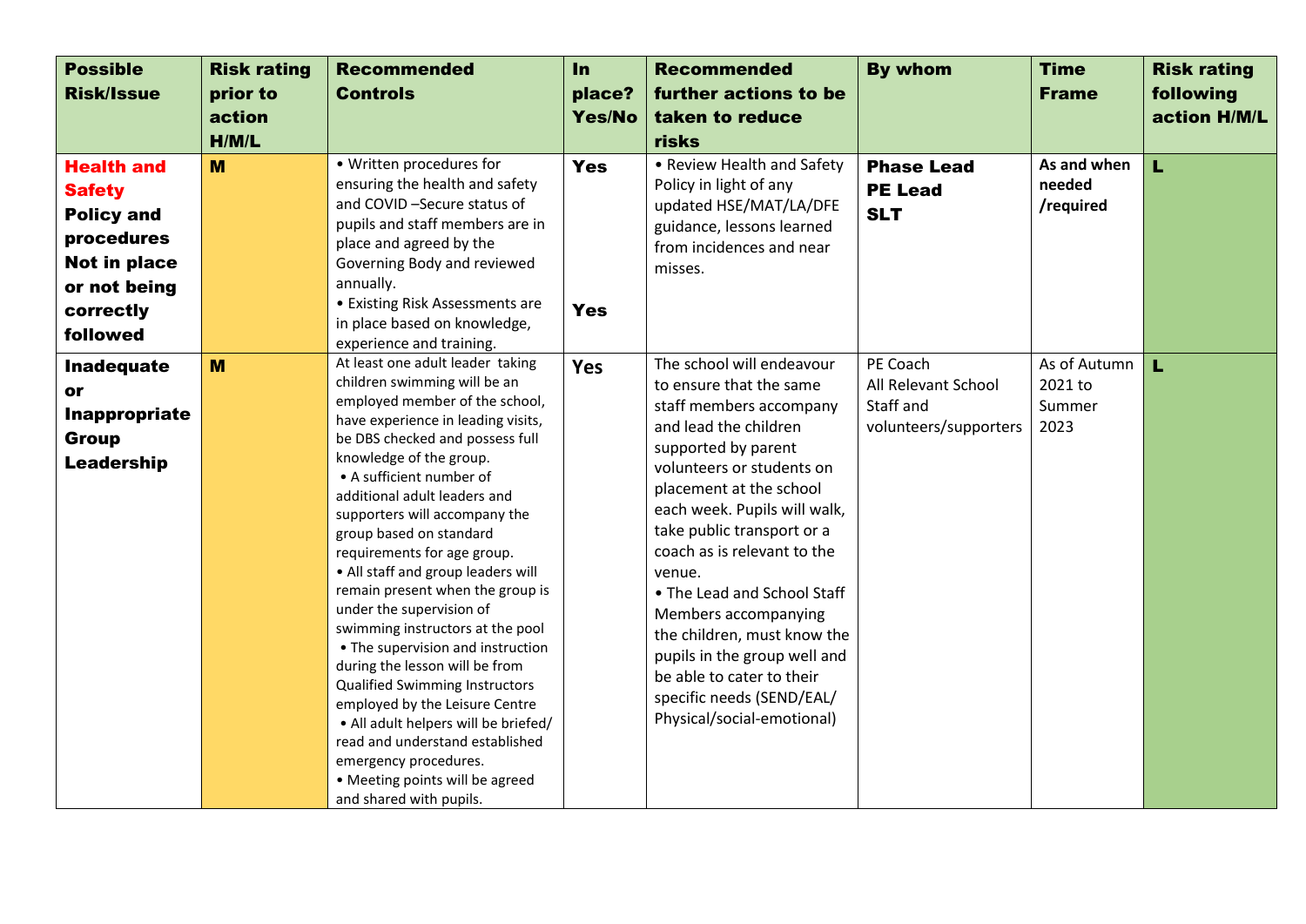| Possible Risk/Issue | Risk rating prior to action H/M/L | Recommended Controls | In place? Yes/No | Recommended further actions to be taken to reduce risks | By whom | Time Frame | Risk rating following action H/M/L |
|---|---|---|---|---|---|---|---|
| **Health and Safety Policy and procedures Not in place or not being correctly followed** | **M** | • Written procedures for ensuring the health and safety and COVID –Secure status of pupils and staff members are in place and agreed by the Governing Body and reviewed annually.<br>• Existing Risk Assessments are in place based on knowledge, experience and training. | **Yes**<br><br>**Yes** | • Review Health and Safety Policy in light of any updated HSE/MAT/LA/DFE guidance, lessons learned from incidences and near misses. | **Phase Lead**<br>**PE Lead**<br>**SLT** | **As and when needed /required** | **L** |
| **Inadequate or Inappropriate Group Leadership** | **M** | At least one adult leader taking children swimming will be an employed member of the school, have experience in leading visits, be DBS checked and possess full knowledge of the group.<br>• A sufficient number of additional adult leaders and supporters will accompany the group based on standard requirements for age group.<br>• All staff and group leaders will remain present when the group is under the supervision of swimming instructors at the pool<br>• The supervision and instruction during the lesson will be from Qualified Swimming Instructors employed by the Leisure Centre<br>• All adult helpers will be briefed/ read and understand established emergency procedures.<br>• Meeting points will be agreed and shared with pupils. | **Yes** | The school will endeavour to ensure that the same staff members accompany and lead the children supported by parent volunteers or students on placement at the school each week. Pupils will walk, take public transport or a coach as is relevant to the venue.<br>• The Lead and School Staff Members accompanying the children, must know the pupils in the group well and be able to cater to their specific needs (SEND/EAL/ Physical/social-emotional) | PE Coach<br>All Relevant School Staff and volunteers/supporters | As of Autumn 2021 to Summer 2023 | **L** |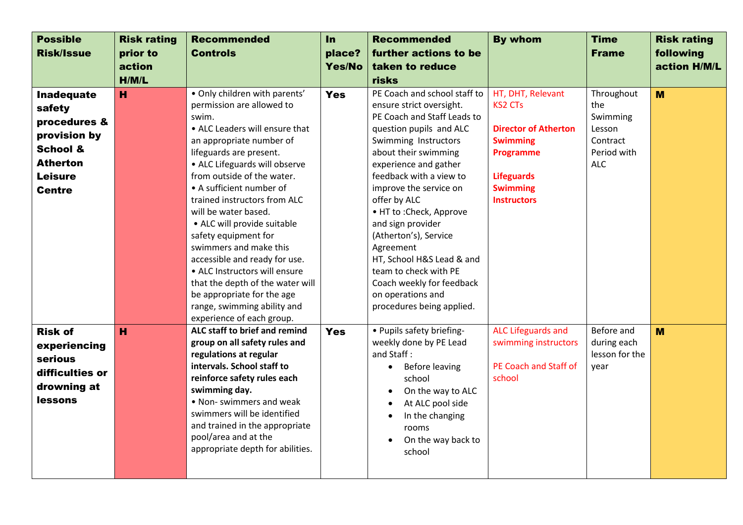| Possible Risk/Issue | Risk rating prior to action H/M/L | Recommended Controls | In place? Yes/No | Recommended further actions to be taken to reduce risks | By whom | Time Frame | Risk rating following action H/M/L |
|---|---|---|---|---|---|---|---|
| **Inadequate safety procedures & provision by School & Atherton Leisure Centre** | **H** | • Only children with parents' permission are allowed to swim.<br>• ALC Leaders will ensure that an appropriate number of lifeguards are present.<br>• ALC Lifeguards will observe from outside of the water.<br>• A sufficient number of trained instructors from ALC will be water based.<br>• ALC will provide suitable safety equipment for swimmers and make this accessible and ready for use.<br>• ALC Instructors will ensure that the depth of the water will be appropriate for the age range, swimming ability and experience of each group. | **Yes** | PE Coach and school staff to ensure strict oversight.<br>PE Coach and Staff Leads to question pupils and ALC Swimming Instructors about their swimming experience and gather feedback with a view to improve the service on offer by ALC<br>• HT to :Check, Approve and sign provider (Atherton's), Service Agreement<br>HT, School H&S Lead & and team to check with PE Coach weekly for feedback on operations and procedures being applied. | HT, DHT, Relevant KS2 CTs<br><br>**Director of Atherton Swimming Programme**<br><br>**Lifeguards Swimming Instructors** | Throughout the Swimming Lesson Contract Period with ALC | **M** |
| **Risk of experiencing serious difficulties or drowning at lessons** | **H** | **ALC staff to brief and remind group on all safety rules and regulations at regular intervals. School staff to reinforce safety rules each swimming day.**<br>• Non- swimmers and weak swimmers will be identified and trained in the appropriate pool/area and at the appropriate depth for abilities. | **Yes** | • Pupils safety briefing- weekly done by PE Lead and Staff :<br>• Before leaving school<br>• On the way to ALC<br>• At ALC pool side<br>• In the changing rooms<br>• On the way back to school | ALC Lifeguards and swimming instructors<br><br>PE Coach and Staff of school | Before and during each lesson for the year | **M** |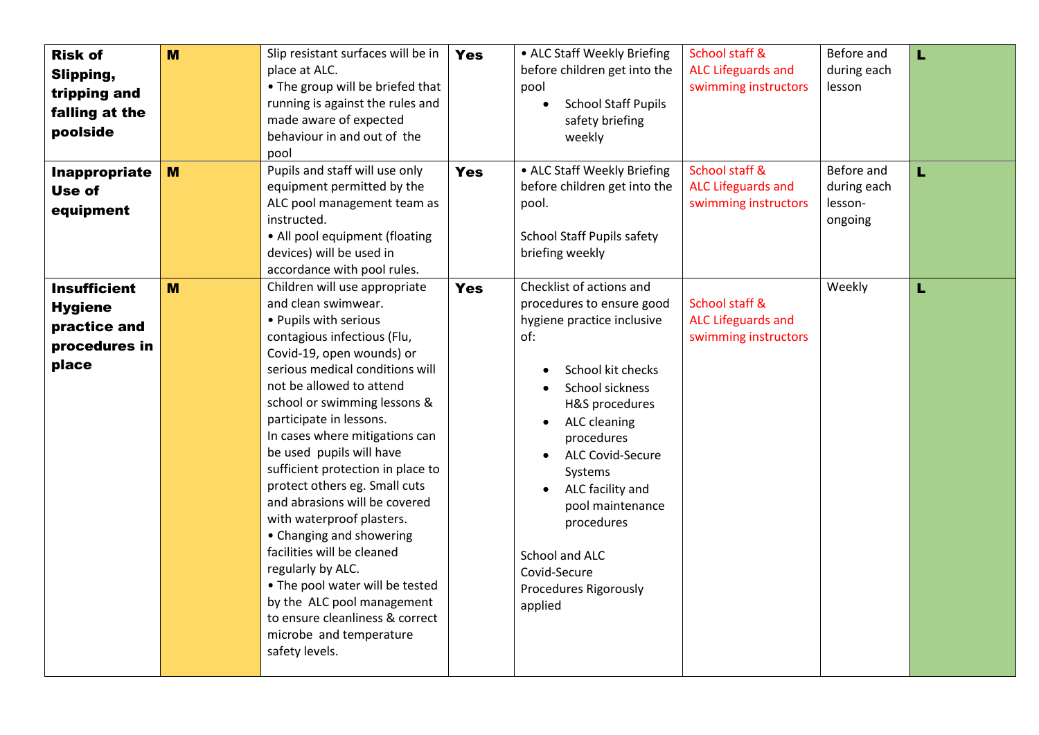| **Risk of Slipping, tripping and falling at the poolside** | **M** | Slip resistant surfaces will be in place at ALC.<br>• The group will be briefed that running is against the rules and made aware of expected behaviour in and out of the pool | **Yes** | • ALC Staff Weekly Briefing before children get into the pool<br>• School Staff Pupils safety briefing weekly | School staff & ALC Lifeguards and swimming instructors | Before and during each lesson | **L** |
|---|---|---|---|---|---|---|---|
| **Inappropriate Use of equipment** | **M** | Pupils and staff will use only equipment permitted by the ALC pool management team as instructed.<br>• All pool equipment (floating devices) will be used in accordance with pool rules. | **Yes** | • ALC Staff Weekly Briefing before children get into the pool.<br><br>School Staff Pupils safety briefing weekly | School staff & ALC Lifeguards and swimming instructors | Before and during each lesson-ongoing | **L** |
| **Insufficient Hygiene practice and procedures in place** | **M** | Children will use appropriate and clean swimwear.<br>• Pupils with serious contagious infectious (Flu, Covid-19, open wounds) or serious medical conditions will not be allowed to attend school or swimming lessons & participate in lessons.<br>In cases where mitigations can be used pupils will have sufficient protection in place to protect others eg. Small cuts and abrasions will be covered with waterproof plasters.<br>• Changing and showering facilities will be cleaned regularly by ALC.<br>• The pool water will be tested by the ALC pool management to ensure cleanliness & correct microbe and temperature safety levels. | **Yes** | Checklist of actions and procedures to ensure good hygiene practice inclusive of:<br>• School kit checks<br>• School sickness H&S procedures<br>• ALC cleaning procedures<br>• ALC Covid-Secure Systems<br>• ALC facility and pool maintenance procedures<br><br>School and ALC Covid-Secure Procedures Rigorously applied | School staff & ALC Lifeguards and swimming instructors | Weekly | **L** |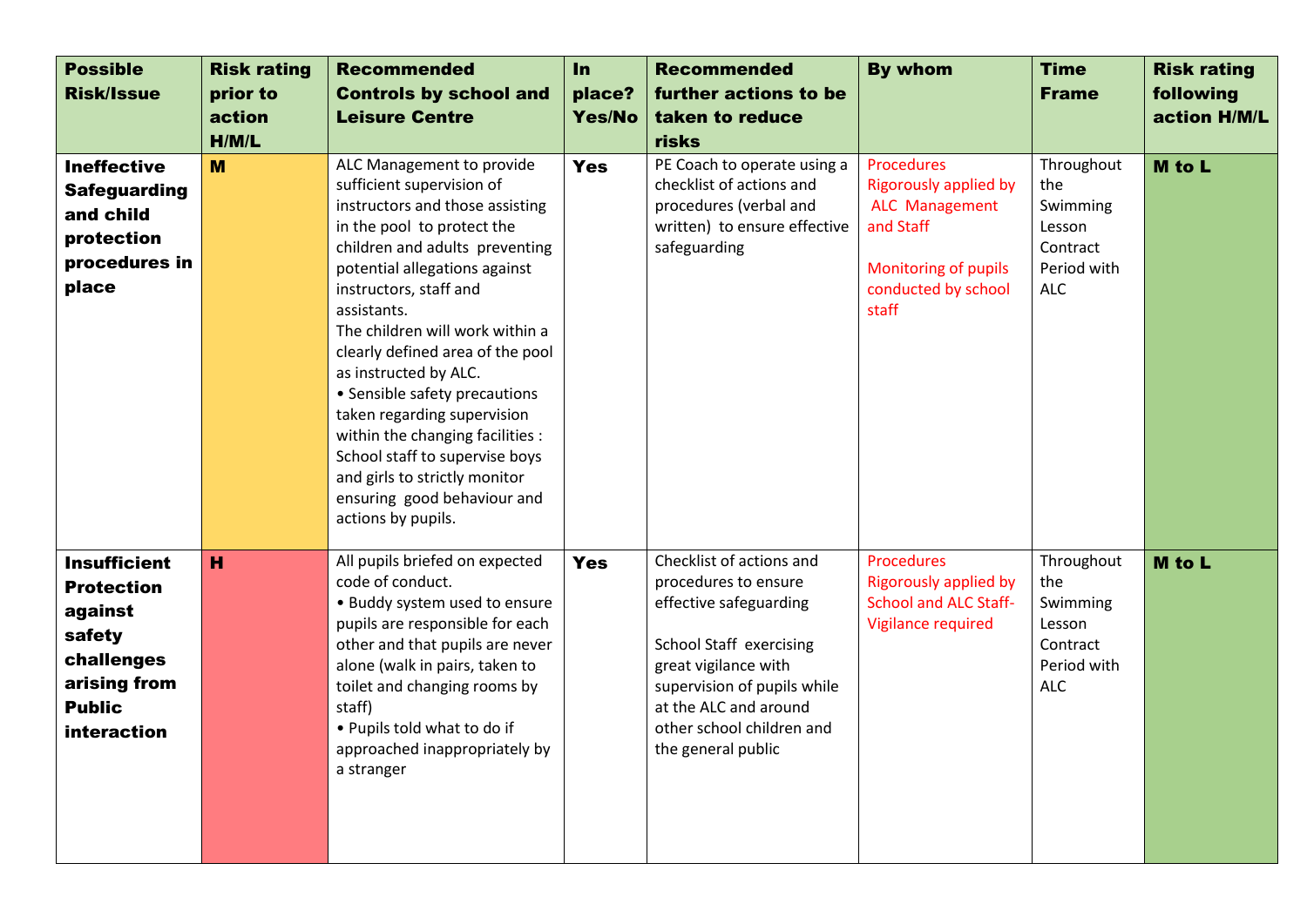| Possible Risk/Issue | Risk rating prior to action H/M/L | Recommended Controls by school and Leisure Centre | In place? Yes/No | Recommended further actions to be taken to reduce risks | By whom | Time Frame | Risk rating following action H/M/L |
|---|---|---|---|---|---|---|---|
| **Ineffective Safeguarding and child protection procedures in place** | **M** | ALC Management to provide sufficient supervision of instructors and those assisting in the pool to protect the children and adults preventing potential allegations against instructors, staff and assistants.<br>The children will work within a clearly defined area of the pool as instructed by ALC.<br>• Sensible safety precautions taken regarding supervision within the changing facilities : School staff to supervise boys and girls to strictly monitor ensuring good behaviour and actions by pupils. | **Yes** | PE Coach to operate using a checklist of actions and procedures (verbal and written) to ensure effective safeguarding | Procedures Rigorously applied by ALC Management and Staff<br><br>Monitoring of pupils conducted by school staff | Throughout the Swimming Lesson Contract Period with ALC | **M to L** |
| **Insufficient Protection against safety challenges arising from Public interaction** | **H** | All pupils briefed on expected code of conduct.<br>• Buddy system used to ensure pupils are responsible for each other and that pupils are never alone (walk in pairs, taken to toilet and changing rooms by staff)<br>• Pupils told what to do if approached inappropriately by a stranger | **Yes** | Checklist of actions and procedures to ensure effective safeguarding<br><br>School Staff exercising great vigilance with supervision of pupils while at the ALC and around other school children and the general public | Procedures Rigorously applied by School and ALC Staff- Vigilance required | Throughout the Swimming Lesson Contract Period with ALC | **M to L** |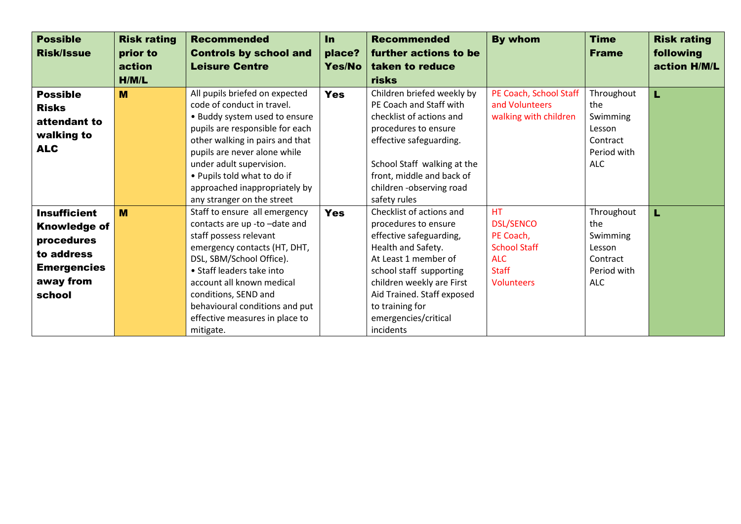| Possible Risk/Issue | Risk rating prior to action H/M/L | Recommended Controls by school and Leisure Centre | In place? Yes/No | Recommended further actions to be taken to reduce risks | By whom | Time Frame | Risk rating following action H/M/L |
|---|---|---|---|---|---|---|---|
| **Possible Risks attendant to walking to ALC** | **M** | All pupils briefed on expected code of conduct in travel.<br>• Buddy system used to ensure pupils are responsible for each other walking in pairs and that pupils are never alone while under adult supervision.<br>• Pupils told what to do if approached inappropriately by any stranger on the street | **Yes** | Children briefed weekly by PE Coach and Staff with checklist of actions and procedures to ensure effective safeguarding.<br><br>School Staff walking at the front, middle and back of children -observing road safety rules | PE Coach, School Staff and Volunteers walking with children | Throughout the Swimming Lesson Contract Period with ALC | **L** |
| **Insufficient Knowledge of procedures to address Emergencies away from school** | **M** | Staff to ensure all emergency contacts are up -to –date and staff possess relevant emergency contacts (HT, DHT, DSL, SBM/School Office).<br>• Staff leaders take into account all known medical conditions, SEND and behavioural conditions and put effective measures in place to mitigate. | **Yes** | Checklist of actions and procedures to ensure effective safeguarding, Health and Safety.<br>At Least 1 member of school staff supporting children weekly are First Aid Trained. Staff exposed to training for emergencies/critical incidents | HT<br>DSL/SENCO<br>PE Coach,<br>School Staff<br>ALC<br>Staff<br>Volunteers | Throughout the Swimming Lesson Contract Period with ALC | **L** |